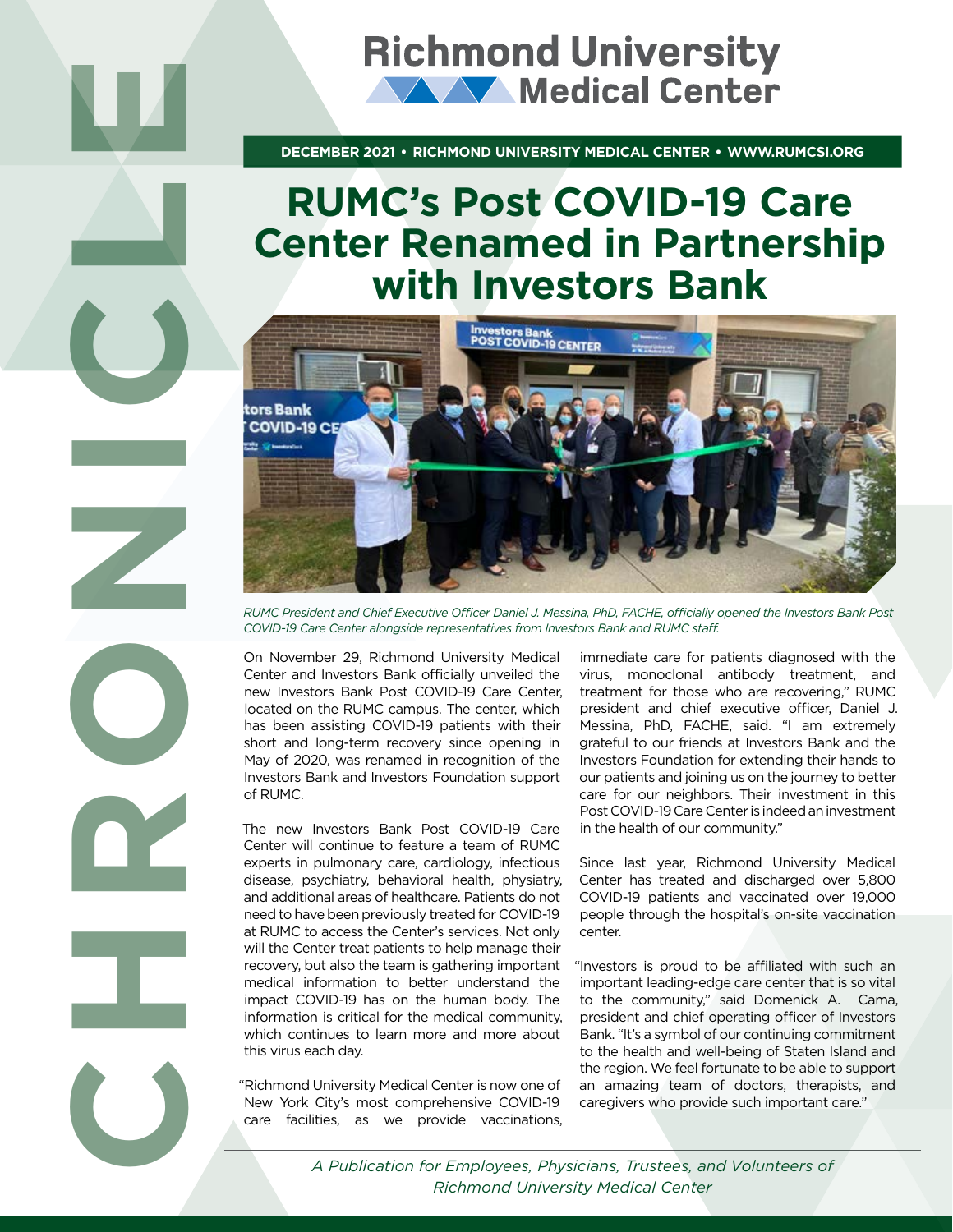# Richmond University Medical Center

# CHRONICLE

**DECEMBER 2021 • RICHMOND UNIVERSITY MEDICAL CENTER • WWW.RUMCSI.ORG**

# RUMC's Post COVID-19 Care Center Renamed in Partnership with Investors Bank

*RUMC President and Chief Executive Officer Daniel J. Messina, PhD, FACHE, officially opened the Investors Bank Post COVID-19 Care Center alongside representatives from Investors Bank and RUMC staff.*

On November 29, Richmond University Medical Center and Investors Bank officially unveiled the new Investors Bank Post COVID-19 Care Center, located on the RUMC campus. The center, which has been assisting COVID-19 patients with their short and long-term recovery since opening in May of 2020, was renamed in recognition of the Investors Bank and Investors Foundation support of RUMC.

The new Investors Bank Post COVID-19 Care Center will continue to feature a team of RUMC experts in pulmonary care, cardiology, infectious disease, psychiatry, behavioral health, physiatry, and additional areas of healthcare. Patients do not need to have been previously treated for COVID-19 at RUMC to access the Center's services. Not only will the Center treat patients to help manage their recovery, but also the team is gathering important medical information to better understand the impact COVID-19 has on the human body. The information is critical for the medical community, which continues to learn more and more about this virus each day.

"Richmond University Medical Center is now one of New York City's most comprehensive COVID-19 care facilities, as we provide vaccinations, immediate care for patients diagnosed with the virus, monoclonal antibody treatment, and treatment for those who are recovering," RUMC president and chief executive officer, Daniel J. Messina, PhD, FACHE, said. "I am extremely grateful to our friends at Investors Bank and the Investors Foundation for extending their hands to our patients and joining us on the journey to better care for our neighbors. Their investment in this Post COVID-19 Care Center is indeed an investment in the health of our community."

Since last year, Richmond University Medical Center has treated and discharged over 5,800 COVID-19 patients and vaccinated over 19,000 people through the hospital's on-site vaccination center.

"Investors is proud to be affiliated with such an important leading-edge care center that is so vital to the community," said Domenick A. Cama, president and chief operating officer of Investors Bank. "It's a symbol of our continuing commitment to the health and well-being of Staten Island and the region. We feel fortunate to be able to support an amazing team of doctors, therapists, and caregivers who provide such important care."

*A Publication for Employees, Physicians, Trustees, and Volunteers of Richmond University Medical Center*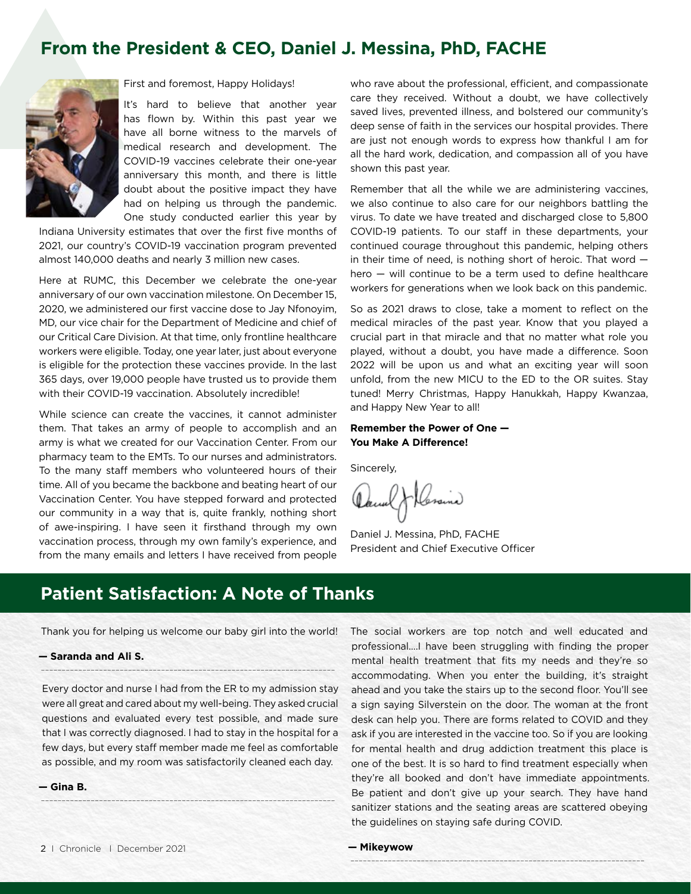## From the President & CEO, Daniel J. Messina, PhD, FACHE

First and foremost, Happy Holidays!

It's hard to believe that another year has flown by. Within this past year we have all borne witness to the marvels of medical research and development. The COVID-19 vaccines celebrate their one-year anniversary this month, and there is little doubt about the positive impact they have had on helping us through the pandemic. One study conducted earlier this year by Indiana University estimates that over the first five months of 2021, our country's COVID-19 vaccination program prevented almost 140,000 deaths and nearly 3 million new cases.

Here at RUMC, this December we celebrate the one-year anniversary of our own vaccination milestone. On December 15, 2020, we administered our first vaccine dose to Jay Nfonoyim, MD, our vice chair for the Department of Medicine and chief of our Critical Care Division. At that time, only frontline healthcare workers were eligible. Today, one year later, just about everyone is eligible for the protection these vaccines provide. In the last 365 days, over 19,000 people have trusted us to provide them with their COVID-19 vaccination. Absolutely incredible!

While science can create the vaccines, it cannot administer them. That takes an army of people to accomplish and an army is what we created for our Vaccination Center. From our pharmacy team to the EMTs. To our nurses and administrators. To the many staff members who volunteered hours of their time. All of you became the backbone and beating heart of our Vaccination Center. You have stepped forward and protected our community in a way that is, quite frankly, nothing short of awe-inspiring. I have seen it firsthand through my own vaccination process, through my own family's experience, and from the many emails and letters I have received from people who rave about the professional, efficient, and compassionate care they received. Without a doubt, we have collectively saved lives, prevented illness, and bolstered our community's deep sense of faith in the services our hospital provides. There are just not enough words to express how thankful I am for all the hard work, dedication, and compassion all of you have shown this past year.

Remember that all the while we are administering vaccines, we also continue to also care for our neighbors battling the virus. To date we have treated and discharged close to 5,800 COVID-19 patients. To our staff in these departments, your continued courage throughout this pandemic, helping others in their time of need, is nothing short of heroic. That word — hero — will continue to be a term used to define healthcare workers for generations when we look back on this pandemic.

So as 2021 draws to close, take a moment to reflect on the medical miracles of the past year. Know that you played a crucial part in that miracle and that no matter what role you played, without a doubt, you have made a difference. Soon 2022 will be upon us and what an exciting year will soon unfold, from the new MICU to the ED to the OR suites. Stay tuned! Merry Christmas, Happy Hanukkah, Happy Kwanzaa, and Happy New Year to all!

**Remember the Power of One — You Make A Difference!**

Sincerely,

Daniel J. Messina, PhD, FACHE
President and Chief Executive Officer

## Patient Satisfaction: A Note of Thanks

Thank you for helping us welcome our baby girl into the world!

**— Saranda and Ali S.**

---

Every doctor and nurse I had from the ER to my admission stay were all great and cared about my well-being. They asked crucial questions and evaluated every test possible, and made sure that I was correctly diagnosed. I had to stay in the hospital for a few days, but every staff member made me feel as comfortable as possible, and my room was satisfactorily cleaned each day.

**— Gina B.**

---

The social workers are top notch and well educated and professional….I have been struggling with finding the proper mental health treatment that fits my needs and they're so accommodating. When you enter the building, it's straight ahead and you take the stairs up to the second floor. You'll see a sign saying Silverstein on the door. The woman at the front desk can help you. There are forms related to COVID and they ask if you are interested in the vaccine too. So if you are looking for mental health and drug addiction treatment this place is one of the best. It is so hard to find treatment especially when they're all booked and don't have immediate appointments. Be patient and don't give up your search. They have hand sanitizer stations and the seating areas are scattered obeying the guidelines on staying safe during COVID.

**— Mikeywow**

---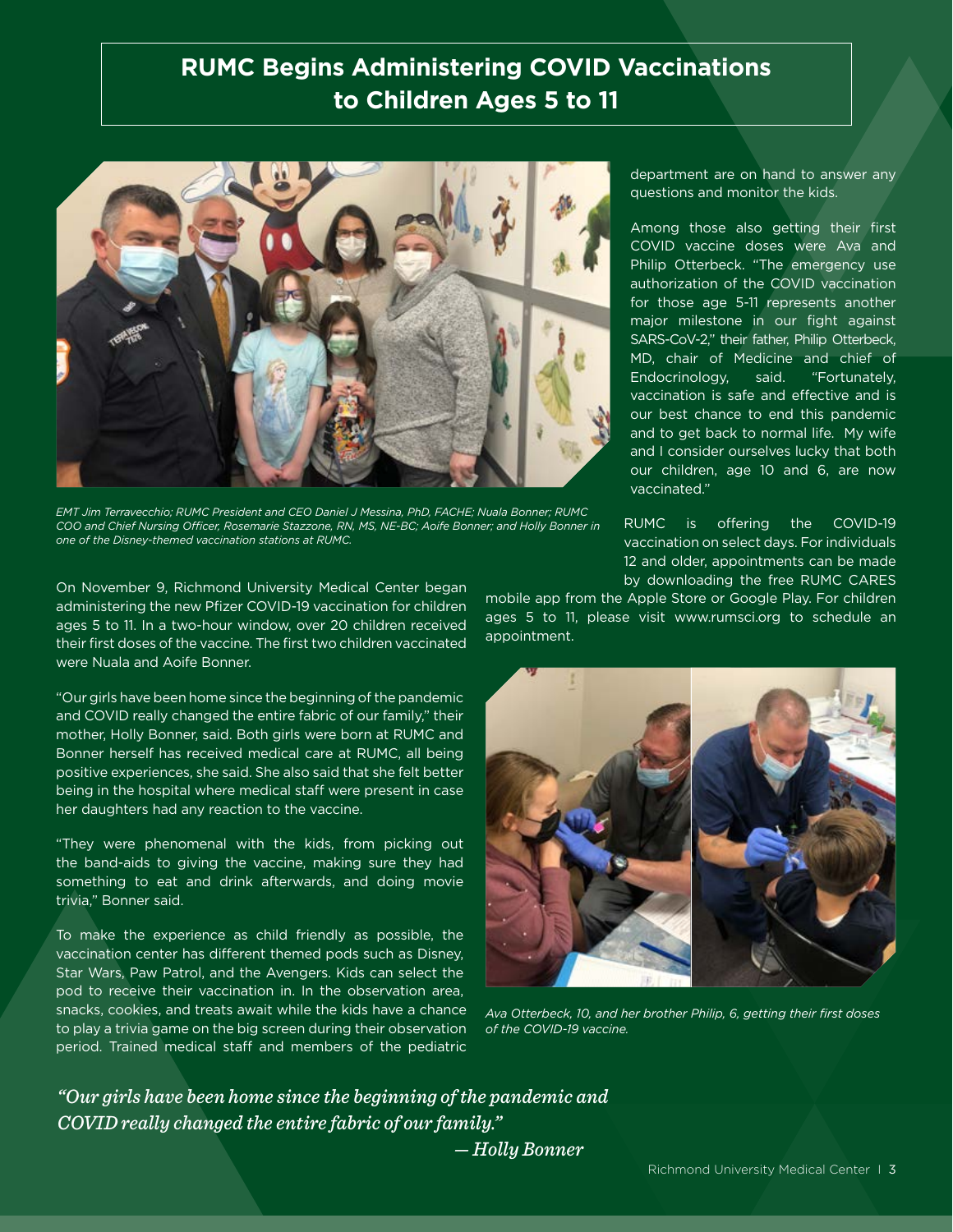# RUMC Begins Administering COVID Vaccinations to Children Ages 5 to 11

*EMT Jim Terravecchio; RUMC President and CEO Daniel J Messina, PhD, FACHE; Nuala Bonner; RUMC COO and Chief Nursing Officer, Rosemarie Stazzone, RN, MS, NE-BC; Aoife Bonner; and Holly Bonner in one of the Disney-themed vaccination stations at RUMC.*

On November 9, Richmond University Medical Center began administering the new Pfizer COVID-19 vaccination for children ages 5 to 11. In a two-hour window, over 20 children received their first doses of the vaccine. The first two children vaccinated were Nuala and Aoife Bonner.

"Our girls have been home since the beginning of the pandemic and COVID really changed the entire fabric of our family," their mother, Holly Bonner, said. Both girls were born at RUMC and Bonner herself has received medical care at RUMC, all being positive experiences, she said. She also said that she felt better being in the hospital where medical staff were present in case her daughters had any reaction to the vaccine.

"They were phenomenal with the kids, from picking out the band-aids to giving the vaccine, making sure they had something to eat and drink afterwards, and doing movie trivia," Bonner said.

To make the experience as child friendly as possible, the vaccination center has different themed pods such as Disney, Star Wars, Paw Patrol, and the Avengers. Kids can select the pod to receive their vaccination in. In the observation area, snacks, cookies, and treats await while the kids have a chance to play a trivia game on the big screen during their observation period. Trained medical staff and members of the pediatric department are on hand to answer any questions and monitor the kids.

Among those also getting their first COVID vaccine doses were Ava and Philip Otterbeck. "The emergency use authorization of the COVID vaccination for those age 5-11 represents another major milestone in our fight against SARS-CoV-2," their father, Philip Otterbeck, MD, chair of Medicine and chief of Endocrinology, said. "Fortunately, vaccination is safe and effective and is our best chance to end this pandemic and to get back to normal life. My wife and I consider ourselves lucky that both our children, age 10 and 6, are now vaccinated."

RUMC is offering the COVID-19 vaccination on select days. For individuals 12 and older, appointments can be made by downloading the free RUMC CARES mobile app from the Apple Store or Google Play. For children ages 5 to 11, please visit www.rumsci.org to schedule an appointment.

*Ava Otterbeck, 10, and her brother Philip, 6, getting their first doses of the COVID-19 vaccine.*

***"Our girls have been home since the beginning of the pandemic and COVID really changed the entire fabric of our family."***
***— Holly Bonner***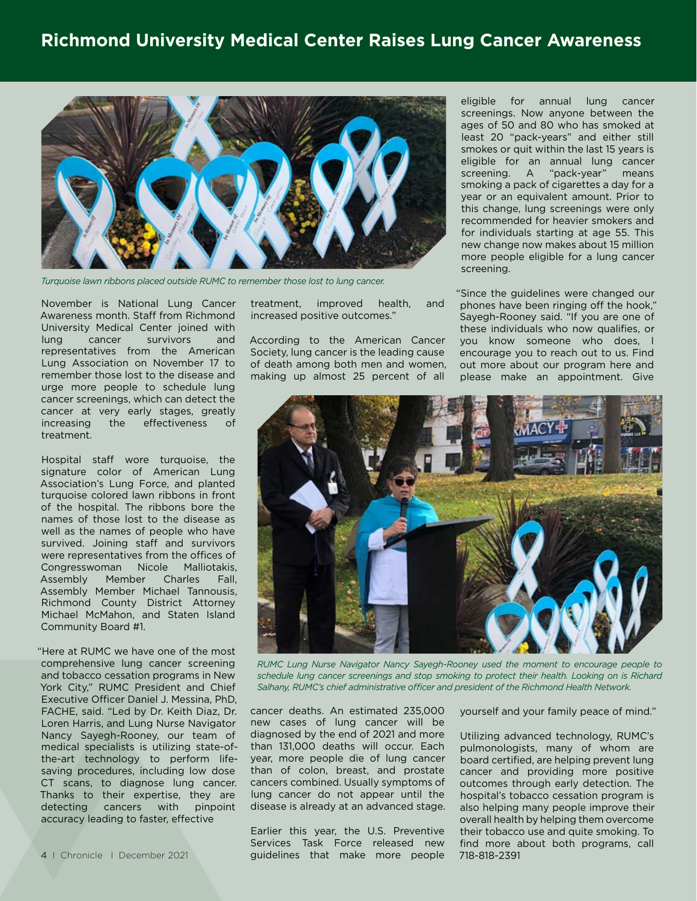# Richmond University Medical Center Raises Lung Cancer Awareness

*Turquoise lawn ribbons placed outside RUMC to remember those lost to lung cancer.*

November is National Lung Cancer Awareness month. Staff from Richmond University Medical Center joined with lung cancer survivors and representatives from the American Lung Association on November 17 to remember those lost to the disease and urge more people to schedule lung cancer screenings, which can detect the cancer at very early stages, greatly increasing the effectiveness of treatment.

Hospital staff wore turquoise, the signature color of American Lung Association's Lung Force, and planted turquoise colored lawn ribbons in front of the hospital. The ribbons bore the names of those lost to the disease as well as the names of people who have survived. Joining staff and survivors were representatives from the offices of Congresswoman Nicole Malliotakis, Assembly Member Charles Fall, Assembly Member Michael Tannousis, Richmond County District Attorney Michael McMahon, and Staten Island Community Board #1.

"Here at RUMC we have one of the most comprehensive lung cancer screening and tobacco cessation programs in New York City," RUMC President and Chief Executive Officer Daniel J. Messina, PhD, FACHE, said. "Led by Dr. Keith Diaz, Dr. Loren Harris, and Lung Nurse Navigator Nancy Sayegh-Rooney, our team of medical specialists is utilizing state-of-the-art technology to perform life-saving procedures, including low dose CT scans, to diagnose lung cancer. Thanks to their expertise, they are detecting cancers with pinpoint accuracy leading to faster, effective treatment, improved health, and increased positive outcomes."

According to the American Cancer Society, lung cancer is the leading cause of death among both men and women, making up almost 25 percent of all cancer deaths. An estimated 235,000 new cases of lung cancer will be diagnosed by the end of 2021 and more than 131,000 deaths will occur. Each year, more people die of lung cancer than of colon, breast, and prostate cancers combined. Usually symptoms of lung cancer do not appear until the disease is already at an advanced stage.

Earlier this year, the U.S. Preventive Services Task Force released new guidelines that make more people eligible for annual lung cancer screenings. Now anyone between the ages of 50 and 80 who has smoked at least 20 "pack-years" and either still smokes or quit within the last 15 years is eligible for an annual lung cancer screening. A "pack-year" means smoking a pack of cigarettes a day for a year or an equivalent amount. Prior to this change, lung screenings were only recommended for heavier smokers and for individuals starting at age 55. This new change now makes about 15 million more people eligible for a lung cancer screening.

"Since the guidelines were changed our phones have been ringing off the hook," Sayegh-Rooney said. "If you are one of these individuals who now qualifies, or you know someone who does, I encourage you to reach out to us. Find out more about our program here and please make an appointment. Give yourself and your family peace of mind."

*RUMC Lung Nurse Navigator Nancy Sayegh-Rooney used the moment to encourage people to schedule lung cancer screenings and stop smoking to protect their health. Looking on is Richard Salhany, RUMC's chief administrative officer and president of the Richmond Health Network.*

Utilizing advanced technology, RUMC's pulmonologists, many of whom are board certified, are helping prevent lung cancer and providing more positive outcomes through early detection. The hospital's tobacco cessation program is also helping many people improve their overall health by helping them overcome their tobacco use and quite smoking. To find more about both programs, call 718-818-2391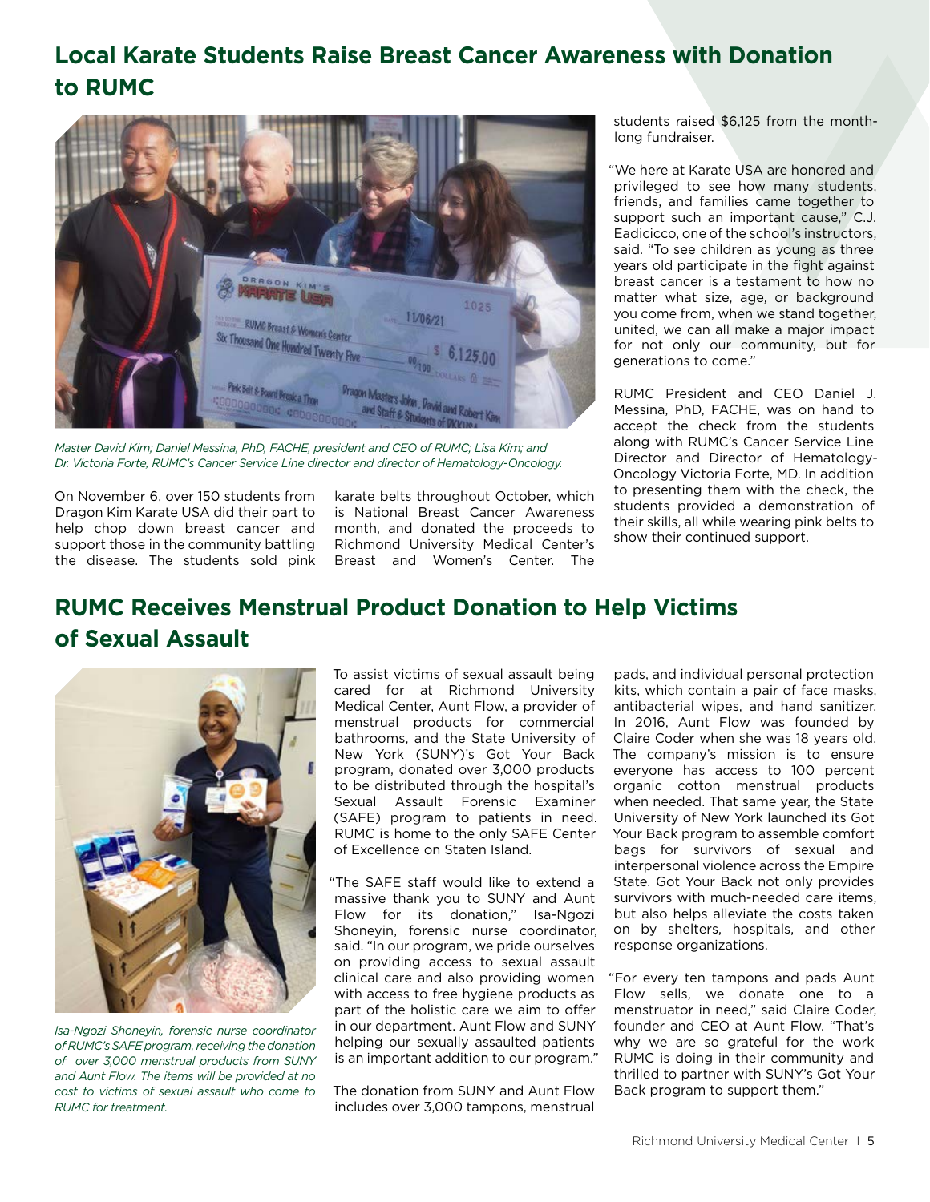## Local Karate Students Raise Breast Cancer Awareness with Donation to RUMC

*Master David Kim; Daniel Messina, PhD, FACHE, president and CEO of RUMC; Lisa Kim; and Dr. Victoria Forte, RUMC's Cancer Service Line director and director of Hematology-Oncology.*

On November 6, over 150 students from Dragon Kim Karate USA did their part to help chop down breast cancer and support those in the community battling the disease. The students sold pink karate belts throughout October, which is National Breast Cancer Awareness month, and donated the proceeds to Richmond University Medical Center's Breast and Women's Center. The students raised $6,125 from the month-long fundraiser.

"We here at Karate USA are honored and privileged to see how many students, friends, and families came together to support such an important cause," C.J. Eadicicco, one of the school's instructors, said. "To see children as young as three years old participate in the fight against breast cancer is a testament to how no matter what size, age, or background you come from, when we stand together, united, we can all make a major impact for not only our community, but for generations to come."

RUMC President and CEO Daniel J. Messina, PhD, FACHE, was on hand to accept the check from the students along with RUMC's Cancer Service Line Director and Director of Hematology-Oncology Victoria Forte, MD. In addition to presenting them with the check, the students provided a demonstration of their skills, all while wearing pink belts to show their continued support.

## RUMC Receives Menstrual Product Donation to Help Victims of Sexual Assault

*Isa-Ngozi Shoneyin, forensic nurse coordinator of RUMC's SAFE program, receiving the donation of over 3,000 menstrual products from SUNY and Aunt Flow. The items will be provided at no cost to victims of sexual assault who come to RUMC for treatment.*

To assist victims of sexual assault being cared for at Richmond University Medical Center, Aunt Flow, a provider of menstrual products for commercial bathrooms, and the State University of New York (SUNY)'s Got Your Back program, donated over 3,000 products to be distributed through the hospital's Sexual Assault Forensic Examiner (SAFE) program to patients in need. RUMC is home to the only SAFE Center of Excellence on Staten Island.

"The SAFE staff would like to extend a massive thank you to SUNY and Aunt Flow for its donation," Isa-Ngozi Shoneyin, forensic nurse coordinator, said. "In our program, we pride ourselves on providing access to sexual assault clinical care and also providing women with access to free hygiene products as part of the holistic care we aim to offer in our department. Aunt Flow and SUNY helping our sexually assaulted patients is an important addition to our program."

The donation from SUNY and Aunt Flow includes over 3,000 tampons, menstrual pads, and individual personal protection kits, which contain a pair of face masks, antibacterial wipes, and hand sanitizer. In 2016, Aunt Flow was founded by Claire Coder when she was 18 years old. The company's mission is to ensure everyone has access to 100 percent organic cotton menstrual products when needed. That same year, the State University of New York launched its Got Your Back program to assemble comfort bags for survivors of sexual and interpersonal violence across the Empire State. Got Your Back not only provides survivors with much-needed care items, but also helps alleviate the costs taken on by shelters, hospitals, and other response organizations.

"For every ten tampons and pads Aunt Flow sells, we donate one to a menstruator in need," said Claire Coder, founder and CEO at Aunt Flow. "That's why we are so grateful for the work RUMC is doing in their community and thrilled to partner with SUNY's Got Your Back program to support them."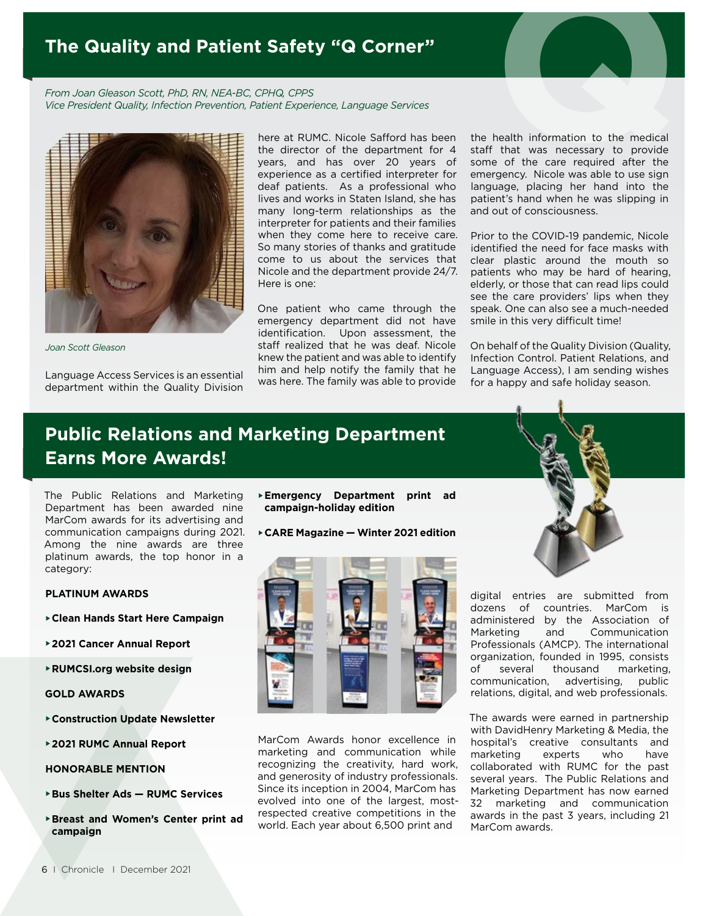## The Quality and Patient Safety "Q Corner"

*From Joan Gleason Scott, PhD, RN, NEA-BC, CPHQ, CPPS*
*Vice President Quality, Infection Prevention, Patient Experience, Language Services*

*Joan Scott Gleason*

Language Access Services is an essential department within the Quality Division here at RUMC. Nicole Safford has been the director of the department for 4 years, and has over 20 years of experience as a certified interpreter for deaf patients. As a professional who lives and works in Staten Island, she has many long-term relationships as the interpreter for patients and their families when they come here to receive care. So many stories of thanks and gratitude come to us about the services that Nicole and the department provide 24/7. Here is one:

One patient who came through the emergency department did not have identification. Upon assessment, the staff realized that he was deaf. Nicole knew the patient and was able to identify him and help notify the family that he was here. The family was able to provide the health information to the medical staff that was necessary to provide some of the care required after the emergency. Nicole was able to use sign language, placing her hand into the patient's hand when he was slipping in and out of consciousness.

Prior to the COVID-19 pandemic, Nicole identified the need for face masks with clear plastic around the mouth so patients who may be hard of hearing, elderly, or those that can read lips could see the care providers' lips when they speak. One can also see a much-needed smile in this very difficult time!

On behalf of the Quality Division (Quality, Infection Control. Patient Relations, and Language Access), I am sending wishes for a happy and safe holiday season.

## Public Relations and Marketing Department Earns More Awards!

The Public Relations and Marketing Department has been awarded nine MarCom awards for its advertising and communication campaigns during 2021. Among the nine awards are three platinum awards, the top honor in a category:

**PLATINUM AWARDS**

- **Clean Hands Start Here Campaign**
- **2021 Cancer Annual Report**
- **RUMCSI.org website design**

**GOLD AWARDS**

- **Construction Update Newsletter**
- **2021 RUMC Annual Report**

**HONORABLE MENTION**

- **Bus Shelter Ads — RUMC Services**
- **Breast and Women's Center print ad campaign**
- **Emergency Department print ad campaign-holiday edition**
- **CARE Magazine — Winter 2021 edition**

MarCom Awards honor excellence in marketing and communication while recognizing the creativity, hard work, and generosity of industry professionals. Since its inception in 2004, MarCom has evolved into one of the largest, most-respected creative competitions in the world. Each year about 6,500 print and digital entries are submitted from dozens of countries. MarCom is administered by the Association of Marketing and Communication Professionals (AMCP). The international organization, founded in 1995, consists of several thousand marketing, communication, advertising, public relations, digital, and web professionals.

The awards were earned in partnership with DavidHenry Marketing & Media, the hospital's creative consultants and marketing experts who have collaborated with RUMC for the past several years. The Public Relations and Marketing Department has now earned 32 marketing and communication awards in the past 3 years, including 21 MarCom awards.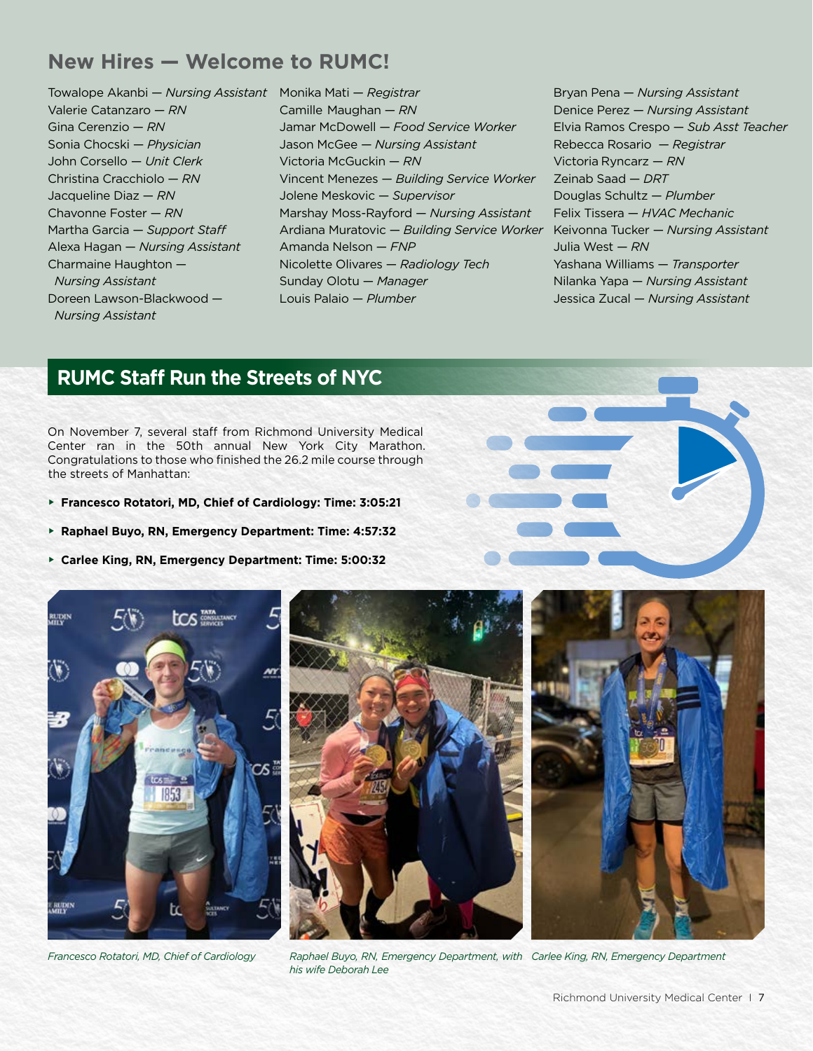## New Hires — Welcome to RUMC!

Towalope Akanbi — *Nursing Assistant*
Valerie Catanzaro — *RN*
Gina Cerenzio — *RN*
Sonia Chocski — *Physician*
John Corsello — *Unit Clerk*
Christina Cracchiolo — *RN*
Jacqueline Diaz — *RN*
Chavonne Foster — *RN*
Martha Garcia — *Support Staff*
Alexa Hagan — *Nursing Assistant*
Charmaine Haughton — *Nursing Assistant*
Doreen Lawson-Blackwood — *Nursing Assistant*
Monika Mati — *Registrar*
Camille Maughan — *RN*
Jamar McDowell — *Food Service Worker*
Jason McGee — *Nursing Assistant*
Victoria McGuckin — *RN*
Vincent Menezes — *Building Service Worker*
Jolene Meskovic — *Supervisor*
Marshay Moss-Rayford — *Nursing Assistant*
Ardiana Muratovic — *Building Service Worker*
Amanda Nelson — *FNP*
Nicolette Olivares — *Radiology Tech*
Sunday Olotu — *Manager*
Louis Palaio — *Plumber*
Bryan Pena — *Nursing Assistant*
Denice Perez — *Nursing Assistant*
Elvia Ramos Crespo — *Sub Asst Teacher*
Rebecca Rosario — *Registrar*
Victoria Ryncarz — *RN*
Zeinab Saad — *DRT*
Douglas Schultz — *Plumber*
Felix Tissera — *HVAC Mechanic*
Keivonna Tucker — *Nursing Assistant*
Julia West — *RN*
Yashana Williams — *Transporter*
Nilanka Yapa — *Nursing Assistant*
Jessica Zucal — *Nursing Assistant*

## RUMC Staff Run the Streets of NYC

On November 7, several staff from Richmond University Medical Center ran in the 50th annual New York City Marathon. Congratulations to those who finished the 26.2 mile course through the streets of Manhattan:

- **Francesco Rotatori, MD, Chief of Cardiology: Time: 3:05:21**
- **Raphael Buyo, RN, Emergency Department: Time: 4:57:32**
- **Carlee King, RN, Emergency Department: Time: 5:00:32**

*Francesco Rotatori, MD, Chief of Cardiology*

*Raphael Buyo, RN, Emergency Department, with his wife Deborah Lee*

*Carlee King, RN, Emergency Department*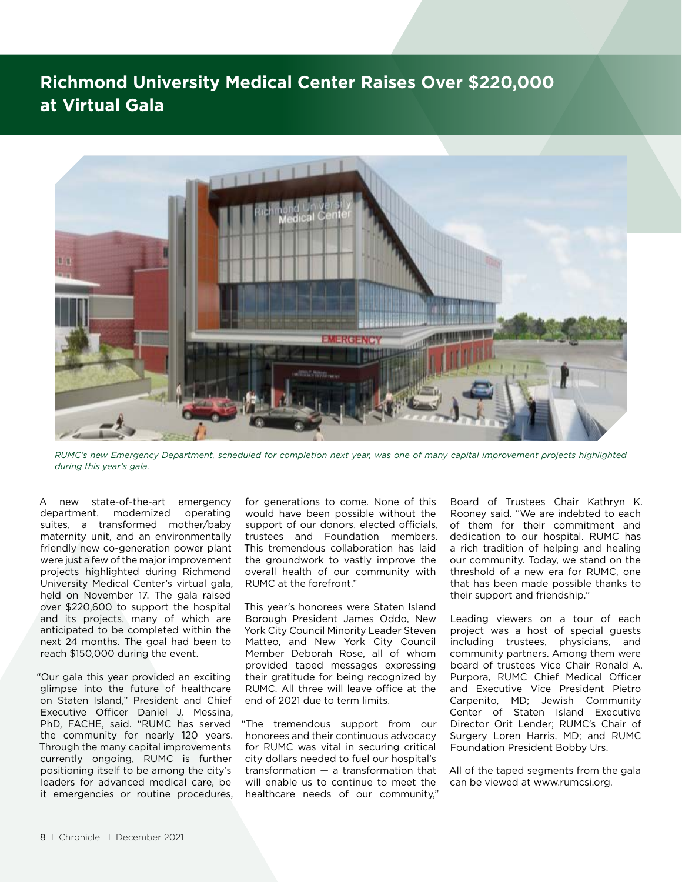# Richmond University Medical Center Raises Over $220,000 at Virtual Gala

*RUMC's new Emergency Department, scheduled for completion next year, was one of many capital improvement projects highlighted during this year's gala.*

A new state-of-the-art emergency department, modernized operating suites, a transformed mother/baby maternity unit, and an environmentally friendly new co-generation power plant were just a few of the major improvement projects highlighted during Richmond University Medical Center's virtual gala, held on November 17. The gala raised over $220,600 to support the hospital and its projects, many of which are anticipated to be completed within the next 24 months. The goal had been to reach $150,000 during the event.

"Our gala this year provided an exciting glimpse into the future of healthcare on Staten Island," President and Chief Executive Officer Daniel J. Messina, PhD, FACHE, said. "RUMC has served the community for nearly 120 years. Through the many capital improvements currently ongoing, RUMC is further positioning itself to be among the city's leaders for advanced medical care, be it emergencies or routine procedures, for generations to come. None of this would have been possible without the support of our donors, elected officials, trustees and Foundation members. This tremendous collaboration has laid the groundwork to vastly improve the overall health of our community with RUMC at the forefront."

This year's honorees were Staten Island Borough President James Oddo, New York City Council Minority Leader Steven Matteo, and New York City Council Member Deborah Rose, all of whom provided taped messages expressing their gratitude for being recognized by RUMC. All three will leave office at the end of 2021 due to term limits.

"The tremendous support from our honorees and their continuous advocacy for RUMC was vital in securing critical city dollars needed to fuel our hospital's transformation — a transformation that will enable us to continue to meet the healthcare needs of our community," Board of Trustees Chair Kathryn K. Rooney said. "We are indebted to each of them for their commitment and dedication to our hospital. RUMC has a rich tradition of helping and healing our community. Today, we stand on the threshold of a new era for RUMC, one that has been made possible thanks to their support and friendship."

Leading viewers on a tour of each project was a host of special guests including trustees, physicians, and community partners. Among them were board of trustees Vice Chair Ronald A. Purpora, RUMC Chief Medical Officer and Executive Vice President Pietro Carpenito, MD; Jewish Community Center of Staten Island Executive Director Orit Lender; RUMC's Chair of Surgery Loren Harris, MD; and RUMC Foundation President Bobby Urs.

All of the taped segments from the gala can be viewed at www.rumcsi.org.